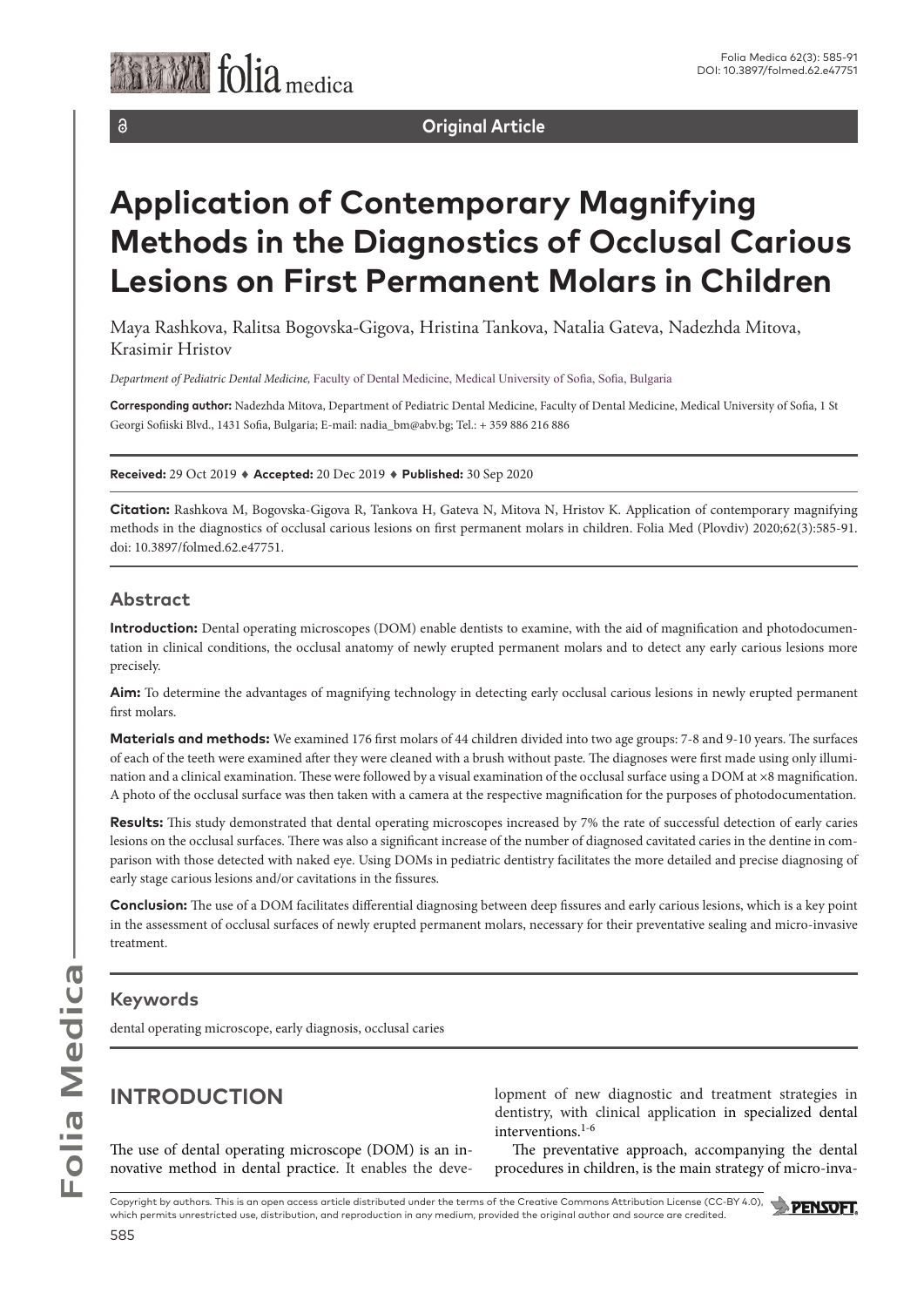Original Article

# Application of Contemporary Magnifying Methods in the Diagnostics of Occlusal Carious Lesions on First Permanent Molars in Children

Maya Rashkova, Ralitsa Bogovska-Gigova, Hristina Tankova, Natalia Gateva, Nadezhda Mitova, Krasimir Hristov

*Department of Pediatric Dental Medicine,* Faculty of Dental Medicine, Medical University of Sofia, Sofia, Bulgaria

**Corresponding author:** Nadezhda Mitova, Department of Pediatric Dental Medicine, Faculty of Dental Medicine, Medical University of Sofia, 1 St Georgi Sofiiski Blvd., 1431 Sofia, Bulgaria; E-mail: nadia_bm@abv.bg; Tel.: + 359 886 216 886

**Received:** 29 Oct 2019 ♦ **Accepted:** 20 Dec 2019 ♦ **Published:** 30 Sep 2020

**Citation:** Rashkova M, Bogovska-Gigova R, Tankova H, Gateva N, Mitova N, Hristov K. Application of contemporary magnifying methods in the diagnostics of occlusal carious lesions on first permanent molars in children. Folia Med (Plovdiv) 2020;62(3):585-91. doi: 10.3897/folmed.62.e47751.

## Abstract

**Introduction:** Dental operating microscopes (DOM) enable dentists to examine, with the aid of magnification and photodocumentation in clinical conditions, the occlusal anatomy of newly erupted permanent molars and to detect any early carious lesions more precisely.

**Aim:** To determine the advantages of magnifying technology in detecting early occlusal carious lesions in newly erupted permanent first molars.

**Materials and methods:** We examined 176 first molars of 44 children divided into two age groups: 7-8 and 9-10 years. The surfaces of each of the teeth were examined after they were cleaned with a brush without paste. The diagnoses were first made using only illumination and a clinical examination. These were followed by a visual examination of the occlusal surface using a DOM at ×8 magnification. A photo of the occlusal surface was then taken with a camera at the respective magnification for the purposes of photodocumentation.

**Results:** This study demonstrated that dental operating microscopes increased by 7% the rate of successful detection of early caries lesions on the occlusal surfaces. There was also a significant increase of the number of diagnosed cavitated caries in the dentine in comparison with those detected with naked eye. Using DOMs in pediatric dentistry facilitates the more detailed and precise diagnosing of early stage carious lesions and/or cavitations in the fissures.

**Conclusion:** The use of a DOM facilitates differential diagnosing between deep fissures and early carious lesions, which is a key point in the assessment of occlusal surfaces of newly erupted permanent molars, necessary for their preventative sealing and micro-invasive treatment.

## Keywords

dental operating microscope, early diagnosis, occlusal caries

## INTRODUCTION

The use of dental operating microscope (DOM) is an innovative method in dental practice. It enables the development of new diagnostic and treatment strategies in dentistry, with clinical application in specialized dental interventions.[1-6]

The preventative approach, accompanying the dental procedures in children, is the main strategy of micro-inva-

Copyright by authors. This is an open access article distributed under the terms of the Creative Commons Attribution License (CC-BY 4.0), which permits unrestricted use, distribution, and reproduction in any medium, provided the original author and source are credited.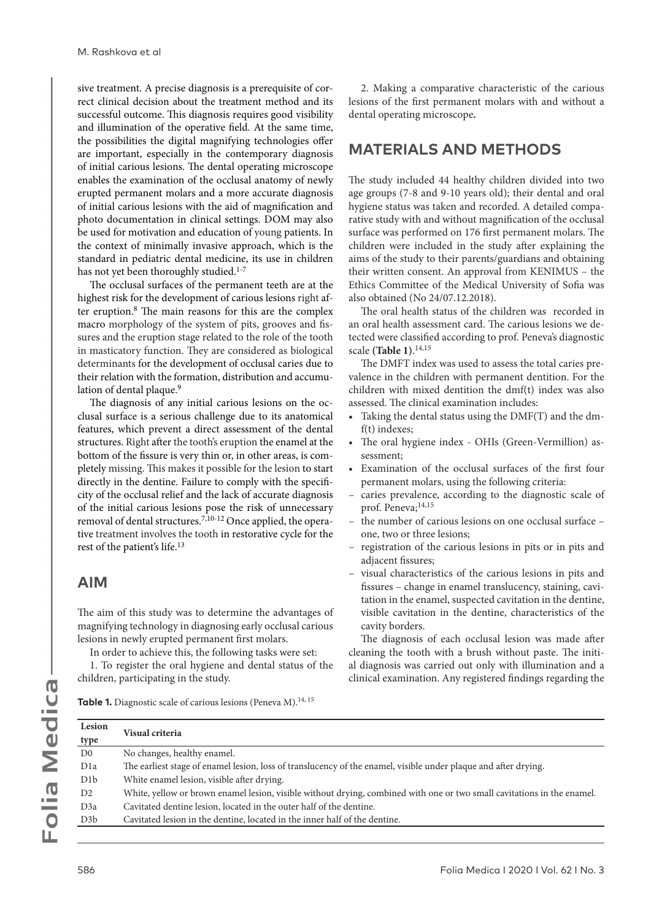sive treatment. A precise diagnosis is a prerequisite of correct clinical decision about the treatment method and its successful outcome. This diagnosis requires good visibility and illumination of the operative field. At the same time, the possibilities the digital magnifying technologies offer are important, especially in the contemporary diagnosis of initial carious lesions. The dental operating microscope enables the examination of the occlusal anatomy of newly erupted permanent molars and a more accurate diagnosis of initial carious lesions with the aid of magnification and photo documentation in clinical settings. DOM may also be used for motivation and education of young patients. In the context of minimally invasive approach, which is the standard in pediatric dental medicine, its use in children has not yet been thoroughly studied.[1-7]

The occlusal surfaces of the permanent teeth are at the highest risk for the development of carious lesions right after eruption.[8] The main reasons for this are the complex macro morphology of the system of pits, grooves and fissures and the eruption stage related to the role of the tooth in masticatory function. They are considered as biological determinants for the development of occlusal caries due to their relation with the formation, distribution and accumulation of dental plaque.[9]

The diagnosis of any initial carious lesions on the occlusal surface is a serious challenge due to its anatomical features, which prevent a direct assessment of the dental structures. Right after the tooth's eruption the enamel at the bottom of the fissure is very thin or, in other areas, is completely missing. This makes it possible for the lesion to start directly in the dentine. Failure to comply with the specificity of the occlusal relief and the lack of accurate diagnosis of the initial carious lesions pose the risk of unnecessary removal of dental structures.[7,10-12] Once applied, the operative treatment involves the tooth in restorative cycle for the rest of the patient's life.[13]

## AIM

The aim of this study was to determine the advantages of magnifying technology in diagnosing early occlusal carious lesions in newly erupted permanent first molars.

In order to achieve this, the following tasks were set:

1. To register the oral hygiene and dental status of the children, participating in the study.

2. Making a comparative characteristic of the carious lesions of the first permanent molars with and without a dental operating microscope**.**

## MATERIALS AND METHODS

The study included 44 healthy children divided into two age groups (7-8 and 9-10 years old); their dental and oral hygiene status was taken and recorded. A detailed comparative study with and without magnification of the occlusal surface was performed on 176 first permanent molars. The children were included in the study after explaining the aims of the study to their parents/guardians and obtaining their written consent. An approval from KENIMUS – the Ethics Committee of the Medical University of Sofia was also obtained (No 24/07.12.2018).

The oral health status of the children was recorded in an oral health assessment card. The carious lesions we detected were classified according to prof. Peneva's diagnostic scale **(Table 1)**.[14,15]

The DMFT index was used to assess the total caries prevalence in the children with permanent dentition. For the children with mixed dentition the dmf(t) index was also assessed. The clinical examination includes:

- Taking the dental status using the DMF(T) and the dmf(t) indexes;
- The oral hygiene index - OHIs (Green-Vermillion) assessment;
- Examination of the occlusal surfaces of the first four permanent molars, using the following criteria:
  - caries prevalence, according to the diagnostic scale of prof. Peneva;[14,15]
  - the number of carious lesions on one occlusal surface – one, two or three lesions;
  - registration of the carious lesions in pits or in pits and adjacent fissures;
  - visual characteristics of the carious lesions in pits and fissures – change in enamel translucency, staining, cavitation in the enamel, suspected cavitation in the dentine, visible cavitation in the dentine, characteristics of the cavity borders.

The diagnosis of each occlusal lesion was made after cleaning the tooth with a brush without paste. The initial diagnosis was carried out only with illumination and a clinical examination. Any registered findings regarding the

**Table 1.** Diagnostic scale of carious lesions (Peneva M).[14, 15]

| Lesion type | Visual criteria |
|---|---|
| D0 | No changes, healthy enamel. |
| D1a | The earliest stage of enamel lesion, loss of translucency of the enamel, visible under plaque and after drying. |
| D1b | White enamel lesion, visible after drying. |
| D2 | White, yellow or brown enamel lesion, visible without drying, combined with one or two small cavitations in the enamel. |
| D3a | Cavitated dentine lesion, located in the outer half of the dentine. |
| D3b | Cavitated lesion in the dentine, located in the inner half of the dentine. |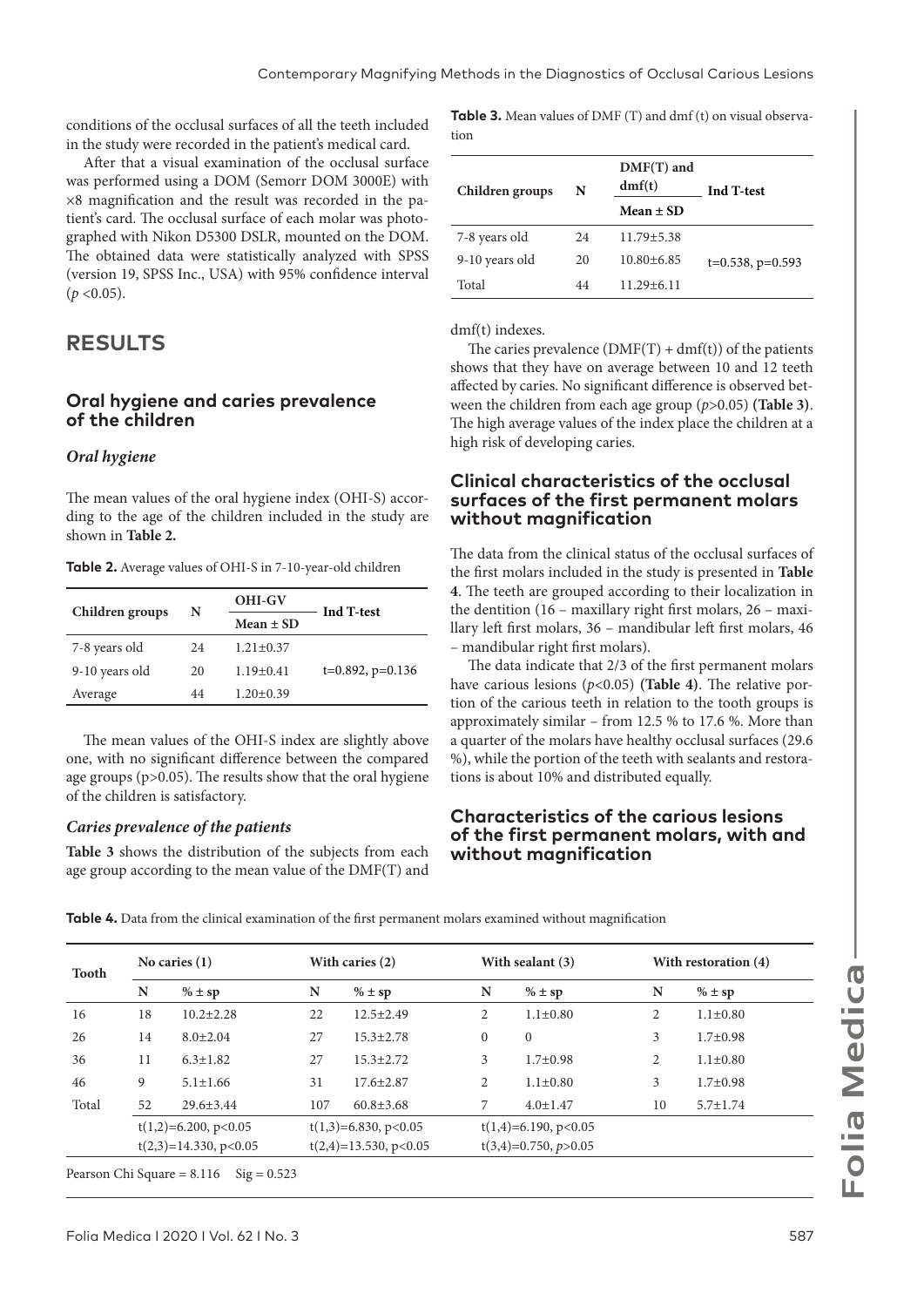conditions of the occlusal surfaces of all the teeth included in the study were recorded in the patient's medical card.

After that a visual examination of the occlusal surface was performed using a DOM (Semorr DOM 3000E) with ×8 magnification and the result was recorded in the patient's card. The occlusal surface of each molar was photographed with Nikon D5300 DSLR, mounted on the DOM. The obtained data were statistically analyzed with SPSS (version 19, SPSS Inc., USA) with 95% confidence interval ($p$ <0.05).

# RESULTS

## Oral hygiene and caries prevalence of the children

### *Oral hygiene*

The mean values of the oral hygiene index (OHI-S) according to the age of the children included in the study are shown in **Table 2.**

**Table 2.** Average values of OHI-S in 7-10-year-old children

| Children groups | N | OHI-GV | Ind T-test |
|---|---|---|---|
| | | Mean ± SD | |
| 7-8 years old | 24 | 1.21±0.37 | t=0.892, p=0.136 |
| 9-10 years old | 20 | 1.19±0.41 | |
| Average | 44 | 1.20±0.39 | |

The mean values of the OHI-S index are slightly above one, with no significant difference between the compared age groups (p>0.05). The results show that the oral hygiene of the children is satisfactory.

### *Caries prevalence of the patients*

**Table 3** shows the distribution of the subjects from each age group according to the mean value of the DMF(T) and dmf(t) indexes.

**Table 3.** Mean values of DMF (T) and dmf (t) on visual observation

| Children groups | N | DMF(T) and dmf(t) | Ind T-test |
|---|---|---|---|
| | | Mean ± SD | |
| 7-8 years old | 24 | 11.79±5.38 | t=0.538, p=0.593 |
| 9-10 years old | 20 | 10.80±6.85 | |
| Total | 44 | 11.29±6.11 | |

The caries prevalence (DMF(T) + dmf(t)) of the patients shows that they have on average between 10 and 12 teeth affected by caries. No significant difference is observed between the children from each age group ($p$>0.05) **(Table 3)**. The high average values of the index place the children at a high risk of developing caries.

## Clinical characteristics of the occlusal surfaces of the first permanent molars without magnification

The data from the clinical status of the occlusal surfaces of the first molars included in the study is presented in **Table 4**. The teeth are grouped according to their localization in the dentition (16 – maxillary right first molars, 26 – maxillary left first molars, 36 – mandibular left first molars, 46 – mandibular right first molars).

The data indicate that 2/3 of the first permanent molars have carious lesions ($p$<0.05) **(Table 4)**. The relative portion of the carious teeth in relation to the tooth groups is approximately similar – from 12.5 % to 17.6 %. More than a quarter of the molars have healthy occlusal surfaces (29.6 %), while the portion of the teeth with sealants and restorations is about 10% and distributed equally.

## Characteristics of the carious lesions of the first permanent molars, with and without magnification

**Table 4.** Data from the clinical examination of the first permanent molars examined without magnification

| Tooth | No caries (1) | | With caries (2) | | With sealant (3) | | With restoration (4) | |
|---|---|---|---|---|---|---|---|---|
| | N | % ± sp | N | % ± sp | N | % ± sp | N | % ± sp |
| 16 | 18 | 10.2±2.28 | 22 | 12.5±2.49 | 2 | 1.1±0.80 | 2 | 1.1±0.80 |
| 26 | 14 | 8.0±2.04 | 27 | 15.3±2.78 | 0 | 0 | 3 | 1.7±0.98 |
| 36 | 11 | 6.3±1.82 | 27 | 15.3±2.72 | 3 | 1.7±0.98 | 2 | 1.1±0.80 |
| 46 | 9 | 5.1±1.66 | 31 | 17.6±2.87 | 2 | 1.1±0.80 | 3 | 1.7±0.98 |
| Total | 52 | 29.6±3.44 | 107 | 60.8±3.68 | 7 | 4.0±1.47 | 10 | 5.7±1.74 |
| | t(1,2)=6.200, p<0.05 | | t(1,3)=6.830, p<0.05 | | t(1,4)=6.190, p<0.05 | | | |
| | t(2,3)=14.330, p<0.05 | | t(2,4)=13.530, p<0.05 | | t(3,4)=0.750, $p$>0.05 | | | |

Pearson Chi Square = 8.116 Sig = 0.523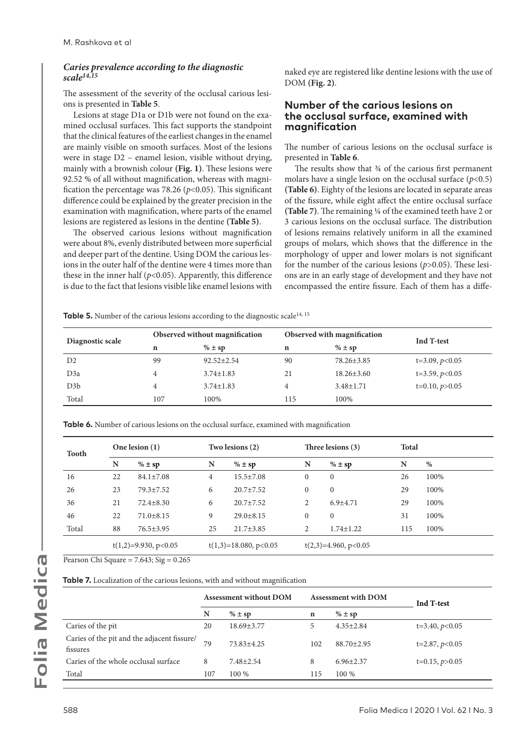### *Caries prevalence according to the diagnostic scale*[14,15]

The assessment of the severity of the occlusal carious lesions is presented in **Table 5**.

Lesions at stage D1a or D1b were not found on the examined occlusal surfaces. This fact supports the standpoint that the clinical features of the earliest changes in the enamel are mainly visible on smooth surfaces. Most of the lesions were in stage D2 – enamel lesion, visible without drying, mainly with a brownish colour **(Fig. 1)**. These lesions were 92.52 % of all without magnification, whereas with magnification the percentage was 78.26 ($p<0.05$). This significant difference could be explained by the greater precision in the examination with magnification, where parts of the enamel lesions are registered as lesions in the dentine **(Table 5)**.

The observed carious lesions without magnification were about 8%, evenly distributed between more superficial and deeper part of the dentine. Using DOM the carious lesions in the outer half of the dentine were 4 times more than these in the inner half ($p<0.05$). Apparently, this difference is due to the fact that lesions visible like enamel lesions with naked eye are registered like dentine lesions with the use of DOM **(Fig. 2)**.

## Number of the carious lesions on the occlusal surface, examined with magnification

The number of carious lesions on the occlusal surface is presented in **Table 6**.

The results show that ¾ of the carious first permanent molars have a single lesion on the occlusal surface ($p<0.5$) **(Table 6)**. Eighty of the lesions are located in separate areas of the fissure, while eight affect the entire occlusal surface **(Table 7)**. The remaining ¼ of the examined teeth have 2 or 3 carious lesions on the occlusal surface. The distribution of lesions remains relatively uniform in all the examined groups of molars, which shows that the difference in the morphology of upper and lower molars is not significant for the number of the carious lesions ($p>0.05$). These lesions are in an early stage of development and they have not encompassed the entire fissure. Each of them has a diffe-

**Table 5.** Number of the carious lesions according to the diagnostic scale[14, 15]

| Diagnostic scale | Observed without magnification | | Observed with magnification | | Ind T-test |
|---|---|---|---|---|---|
| | n | % ± sp | n | % ± sp | |
| D2 | 99 | 92.52±2.54 | 90 | 78.26±3.85 | t=3.09, $p<0.05$ |
| D3a | 4 | 3.74±1.83 | 21 | 18.26±3.60 | t=3.59, $p<0.05$ |
| D3b | 4 | 3.74±1.83 | 4 | 3.48±1.71 | t=0.10, $p>0.05$ |
| Total | 107 | 100% | 115 | 100% | |

**Table 6.** Number of carious lesions on the occlusal surface, examined with magnification

| Tooth | One lesion (1) | | Two lesions (2) | | Three lesions (3) | | Total | |
|---|---|---|---|---|---|---|---|---|
| | N | % ± sp | N | % ± sp | N | % ± sp | N | % |
| 16 | 22 | 84.1±7.08 | 4 | 15.5±7.08 | 0 | 0 | 26 | 100% |
| 26 | 23 | 79.3±7.52 | 6 | 20.7±7.52 | 0 | 0 | 29 | 100% |
| 36 | 21 | 72.4±8.30 | 6 | 20.7±7.52 | 2 | 6.9±4.71 | 29 | 100% |
| 46 | 22 | 71.0±8.15 | 9 | 29.0±8.15 | 0 | 0 | 31 | 100% |
| Total | 88 | 76.5±3.95 | 25 | 21.7±3.85 | 2 | 1.74±1.22 | 115 | 100% |
| | t(1,2)=9.930, p<0.05 | | t(1,3)=18.080, p<0.05 | | t(2,3)=4.960, p<0.05 | | | |

Pearson Chi Square = 7.643; Sig = 0.265

**Table 7.** Localization of the carious lesions, with and without magnification

| | Assessment without DOM | | Assessment with DOM | | Ind T-test |
|---|---|---|---|---|---|
| | N | % ± sp | n | % ± sp | |
| Caries of the pit | 20 | 18.69±3.77 | 5 | 4.35±2.84 | t=3.40, $p<0.05$ |
| Caries of the pit and the adjacent fissure/fissures | 79 | 73.83±4.25 | 102 | 88.70±2.95 | t=2.87, $p<0.05$ |
| Caries of the whole occlusal surface | 8 | 7.48±2.54 | 8 | 6.96±2.37 | t=0.15, $p>0.05$ |
| Total | 107 | 100 % | 115 | 100 % | |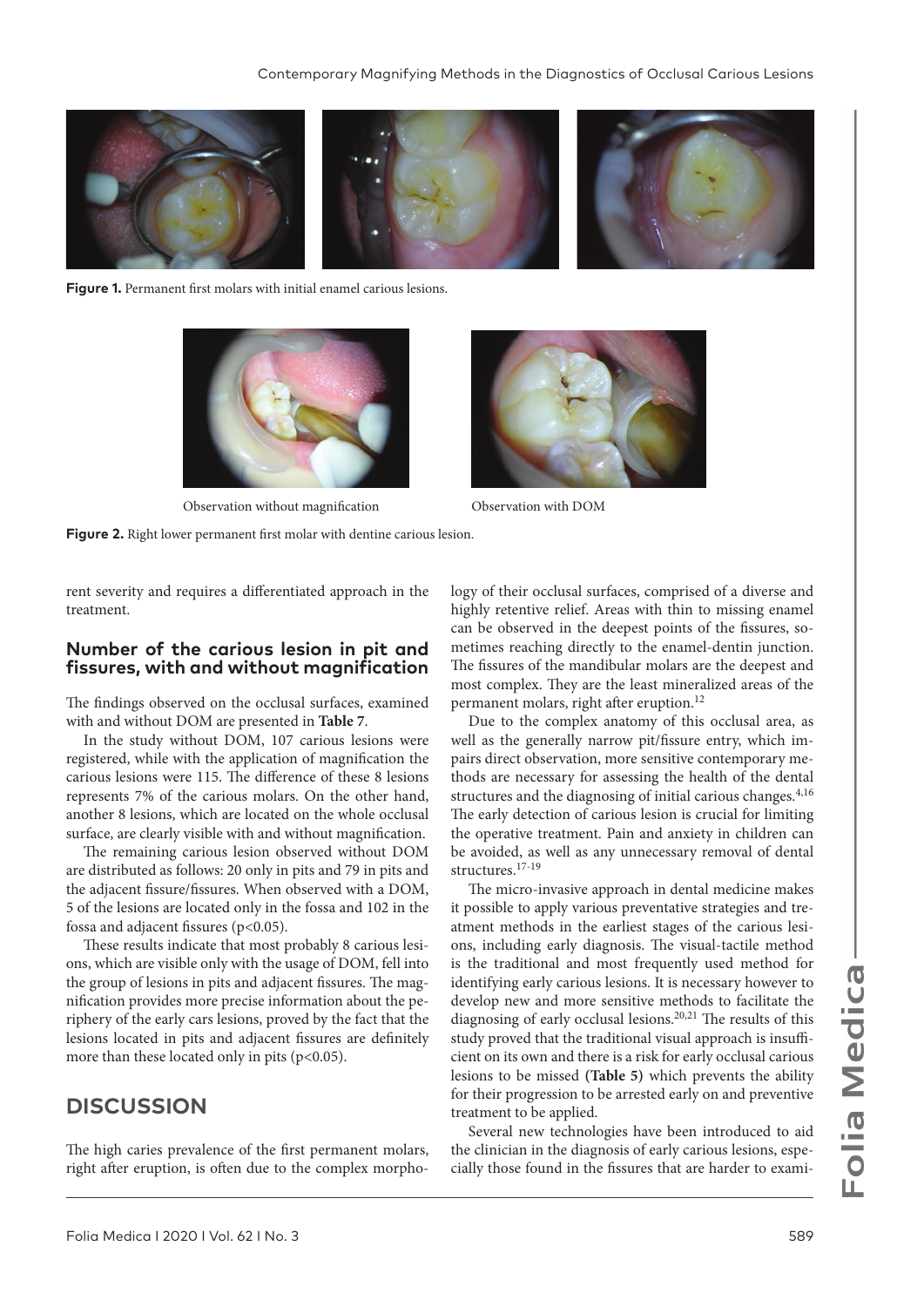**Figure 1.** Permanent first molars with initial enamel carious lesions.

Observation without magnification

Observation with DOM

**Figure 2.** Right lower permanent first molar with dentine carious lesion.

rent severity and requires a differentiated approach in the treatment.

### Number of the carious lesion in pit and fissures, with and without magnification

The findings observed on the occlusal surfaces, examined with and without DOM are presented in **Table 7**.

In the study without DOM, 107 carious lesions were registered, while with the application of magnification the carious lesions were 115. The difference of these 8 lesions represents 7% of the carious molars. On the other hand, another 8 lesions, which are located on the whole occlusal surface, are clearly visible with and without magnification.

The remaining carious lesion observed without DOM are distributed as follows: 20 only in pits and 79 in pits and the adjacent fissure/fissures. When observed with a DOM, 5 of the lesions are located only in the fossa and 102 in the fossa and adjacent fissures ($p<0.05$).

These results indicate that most probably 8 carious lesions, which are visible only with the usage of DOM, fell into the group of lesions in pits and adjacent fissures. The magnification provides more precise information about the periphery of the early cars lesions, proved by the fact that the lesions located in pits and adjacent fissures are definitely more than these located only in pits ($p<0.05$).

## DISCUSSION

The high caries prevalence of the first permanent molars, right after eruption, is often due to the complex morphology of their occlusal surfaces, comprised of a diverse and highly retentive relief. Areas with thin to missing enamel can be observed in the deepest points of the fissures, sometimes reaching directly to the enamel-dentin junction. The fissures of the mandibular molars are the deepest and most complex. They are the least mineralized areas of the permanent molars, right after eruption.[12]

Due to the complex anatomy of this occlusal area, as well as the generally narrow pit/fissure entry, which impairs direct observation, more sensitive contemporary methods are necessary for assessing the health of the dental structures and the diagnosing of initial carious changes.[4,16] The early detection of carious lesion is crucial for limiting the operative treatment. Pain and anxiety in children can be avoided, as well as any unnecessary removal of dental structures.[17-19]

The micro-invasive approach in dental medicine makes it possible to apply various preventative strategies and treatment methods in the earliest stages of the carious lesions, including early diagnosis. The visual-tactile method is the traditional and most frequently used method for identifying early carious lesions. It is necessary however to develop new and more sensitive methods to facilitate the diagnosing of early occlusal lesions.[20,21] The results of this study proved that the traditional visual approach is insufficient on its own and there is a risk for early occlusal carious lesions to be missed **(Table 5)** which prevents the ability for their progression to be arrested early on and preventive treatment to be applied.

Several new technologies have been introduced to aid the clinician in the diagnosis of early carious lesions, especially those found in the fissures that are harder to exami-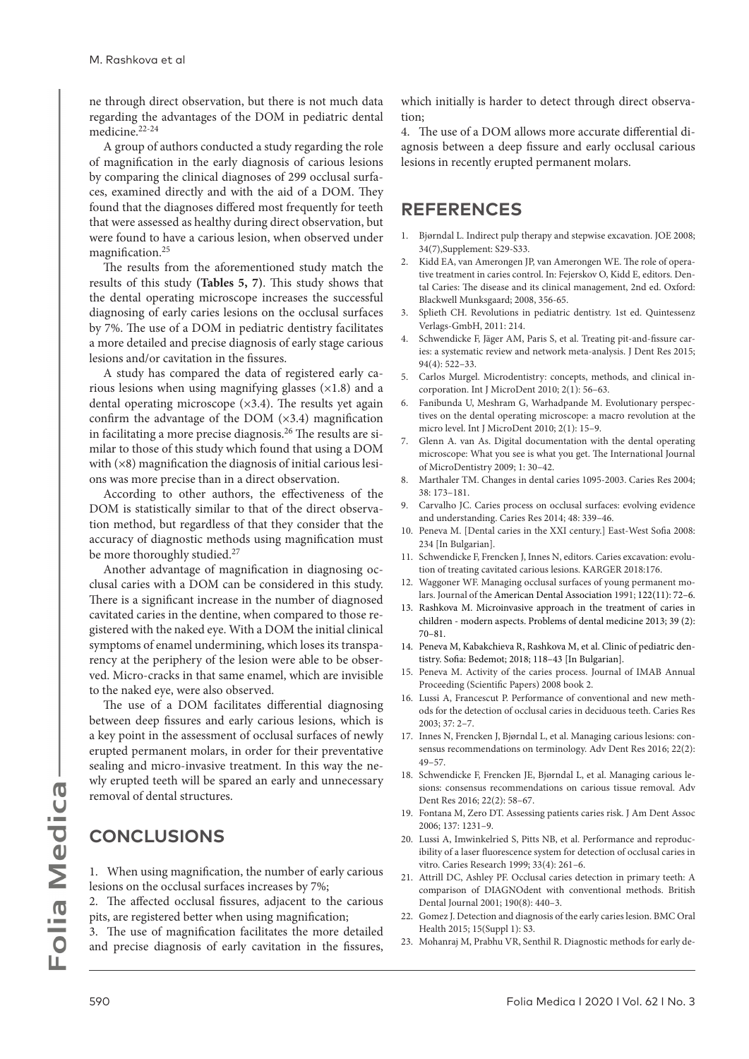ne through direct observation, but there is not much data regarding the advantages of the DOM in pediatric dental medicine.[22-24]

A group of authors conducted a study regarding the role of magnification in the early diagnosis of carious lesions by comparing the clinical diagnoses of 299 occlusal surfaces, examined directly and with the aid of a DOM. They found that the diagnoses differed most frequently for teeth that were assessed as healthy during direct observation, but were found to have a carious lesion, when observed under magnification.[25]

The results from the aforementioned study match the results of this study **(Tables 5, 7)**. This study shows that the dental operating microscope increases the successful diagnosing of early caries lesions on the occlusal surfaces by 7%. The use of a DOM in pediatric dentistry facilitates a more detailed and precise diagnosis of early stage carious lesions and/or cavitation in the fissures.

A study has compared the data of registered early carious lesions when using magnifying glasses (×1.8) and a dental operating microscope (×3.4). The results yet again confirm the advantage of the DOM (×3.4) magnification in facilitating a more precise diagnosis.[26] The results are similar to those of this study which found that using a DOM with (×8) magnification the diagnosis of initial carious lesions was more precise than in a direct observation.

According to other authors, the effectiveness of the DOM is statistically similar to that of the direct observation method, but regardless of that they consider that the accuracy of diagnostic methods using magnification must be more thoroughly studied.[27]

Another advantage of magnification in diagnosing occlusal caries with a DOM can be considered in this study. There is a significant increase in the number of diagnosed cavitated caries in the dentine, when compared to those registered with the naked eye. With a DOM the initial clinical symptoms of enamel undermining, which loses its transparency at the periphery of the lesion were able to be observed. Micro-cracks in that same enamel, which are invisible to the naked eye, were also observed.

The use of a DOM facilitates differential diagnosing between deep fissures and early carious lesions, which is a key point in the assessment of occlusal surfaces of newly erupted permanent molars, in order for their preventative sealing and micro-invasive treatment. In this way the newly erupted teeth will be spared an early and unnecessary removal of dental structures.

## CONCLUSIONS

1. When using magnification, the number of early carious lesions on the occlusal surfaces increases by 7%;
2. The affected occlusal fissures, adjacent to the carious pits, are registered better when using magnification;
3. The use of magnification facilitates the more detailed and precise diagnosis of early cavitation in the fissures, which initially is harder to detect through direct observation;
4. The use of a DOM allows more accurate differential diagnosis between a deep fissure and early occlusal carious lesions in recently erupted permanent molars.

## REFERENCES

1. Bjørndal L. Indirect pulp therapy and stepwise excavation. JOE 2008; 34(7),Supplement: S29-S33.
2. Kidd EA, van Amerongen JP, van Amerongen WE. The role of operative treatment in caries control. In: Fejerskov O, Kidd E, editors. Dental Caries: The disease and its clinical management, 2nd ed. Oxford: Blackwell Munksgaard; 2008, 356-65.
3. Splieth CH. Revolutions in pediatric dentistry. 1st ed. Quintessenz Verlags-GmbH, 2011: 214.
4. Schwendicke F, Jäger AM, Paris S, et al. Treating pit-and-fissure caries: a systematic review and network meta-analysis. J Dent Res 2015; 94(4): 522–33.
5. Carlos Murgel. Microdentistry: concepts, methods, and clinical incorporation. Int J MicroDent 2010; 2(1): 56–63.
6. Fanibunda U, Meshram G, Warhadpande M. Evolutionary perspectives on the dental operating microscope: a macro revolution at the micro level. Int J MicroDent 2010; 2(1): 15–9.
7. Glenn A. van As. Digital documentation with the dental operating microscope: What you see is what you get. The International Journal of MicroDentistry 2009; 1: 30–42.
8. Marthaler TM. Changes in dental caries 1095-2003. Caries Res 2004; 38: 173–181.
9. Carvalho JC. Caries process on occlusal surfaces: evolving evidence and understanding. Caries Res 2014; 48: 339–46.
10. Peneva M. [Dental caries in the XXI century.] East-West Sofia 2008: 234 [In Bulgarian].
11. Schwendicke F, Frencken J, Innes N, editors. Caries excavation: evolution of treating cavitated carious lesions. KARGER 2018:176.
12. Waggoner WF. Managing occlusal surfaces of young permanent molars. Journal of the American Dental Association 1991; 122(11): 72–6.
13. Rashkova M. Microinvasive approach in the treatment of caries in children - modern aspects. Problems of dental medicine 2013; 39 (2): 70–81.
14. Peneva M, Kabakchieva R, Rashkova M, et al. Clinic of pediatric dentistry. Sofia: Bedemot; 2018; 118–43 [In Bulgarian].
15. Peneva M. Activity of the caries process. Journal of IMAB Annual Proceeding (Scientific Papers) 2008 book 2.
16. Lussi A, Francescut P. Performance of conventional and new methods for the detection of occlusal caries in deciduous teeth. Caries Res 2003; 37: 2–7.
17. Innes N, Frencken J, Bjørndal L, et al. Managing carious lesions: consensus recommendations on terminology. Adv Dent Res 2016; 22(2): 49–57.
18. Schwendicke F, Frencken JE, Bjørndal L, et al. Managing carious lesions: consensus recommendations on carious tissue removal. Adv Dent Res 2016; 22(2): 58–67.
19. Fontana M, Zero DT. Assessing patients caries risk. J Am Dent Assoc 2006; 137: 1231–9.
20. Lussi A, Imwinkelried S, Pitts NB, et al. Performance and reproducibility of a laser fluorescence system for detection of occlusal caries in vitro. Caries Research 1999; 33(4): 261–6.
21. Attrill DC, Ashley PF. Occlusal caries detection in primary teeth: A comparison of DIAGNOdent with conventional methods. British Dental Journal 2001; 190(8): 440–3.
22. Gomez J. Detection and diagnosis of the early caries lesion. BMC Oral Health 2015; 15(Suppl 1): S3.
23. Mohanraj M, Prabhu VR, Senthil R. Diagnostic methods for early de-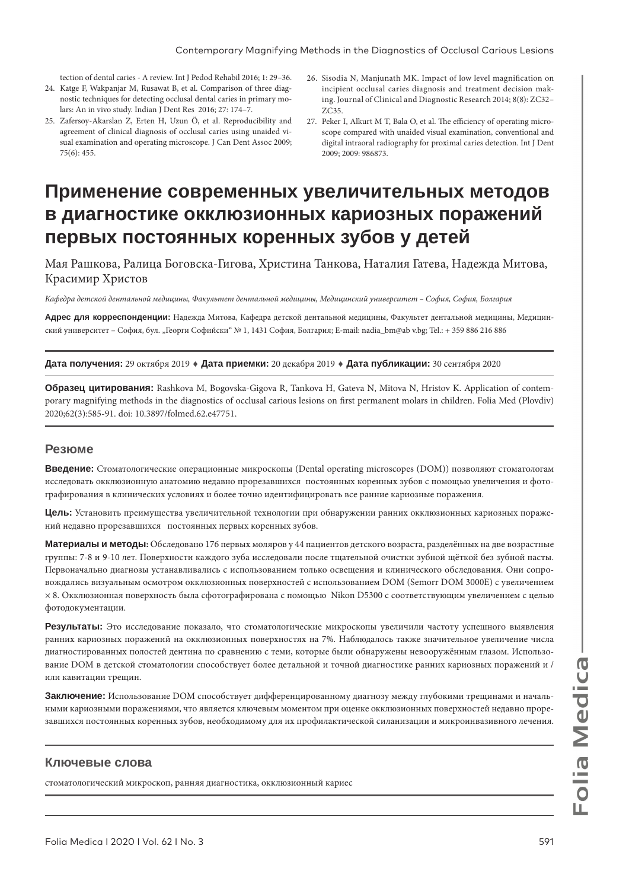tection of dental caries - A review. Int J Pedod Rehabil 2016; 1: 29–36.

24. Katge F, Wakpanjar M, Rusawat B, et al. Comparison of three diagnostic techniques for detecting occlusal dental caries in primary molars: An in vivo study. Indian J Dent Res 2016; 27: 174–7.
25. Zafersoy-Akarslan Z, Erten H, Uzun Ö, et al. Reproducibility and agreement of clinical diagnosis of occlusal caries using unaided visual examination and operating microscope. J Can Dent Assoc 2009; 75(6): 455.
26. Sisodia N, Manjunath MK. Impact of low level magnification on incipient occlusal caries diagnosis and treatment decision making. Journal of Clinical and Diagnostic Research 2014; 8(8): ZC32–ZC35.
27. Peker I, Alkurt M T, Bala O, et al. The efficiency of operating microscope compared with unaided visual examination, conventional and digital intraoral radiography for proximal caries detection. Int J Dent 2009; 2009: 986873.

# Применение современных увеличительных методов в диагностике окклюзионных кариозных поражений первых постоянных коренных зубов у детей

Мая Рашкова, Ралица Боговска-Гигова, Христина Танкова, Наталия Гатева, Надежда Митова, Красимир Христов

*Кафедра детской дентальной медицины, Факультет дентальной медицины, Медицинский университет – София, София, Болгария*

**Адрес для корреспонденции:** Надежда Митова, Кафедра детской дентальной медицины, Факультет дентальной медицины, Медицинский университет – София, бул. „Георги Софийски" № 1, 1431 София, Болгария; E-mail: nadia_bm@ab v.bg; Tel.: + 359 886 216 886

**Дата получения:** 29 октября 2019 ♦ **Дата приемки:** 20 декабря 2019 ♦ **Дата публикации:** 30 сентября 2020

**Образец цитирования:** Rashkova M, Bogovska-Gigova R, Tankova H, Gateva N, Mitova N, Hristov K. Application of contemporary magnifying methods in the diagnostics of occlusal carious lesions on first permanent molars in children. Folia Med (Plovdiv) 2020;62(3):585-91. doi: 10.3897/folmed.62.e47751.

## Резюме

**Введение:** Стоматологические операционные микроскопы (Dental operating microscopes (DOM)) позволяют стоматологам исследовать окклюзионную анатомию недавно прорезавшихся постоянных коренных зубов с помощью увеличения и фотографирования в клинических условиях и более точно идентифицировать все ранние кариозные поражения.

**Цель:** Установить преимущества увеличительной технологии при обнаружении ранних окклюзионных кариозных поражений недавно прорезавшихся постоянных первых коренных зубов.

**Материалы и методы:** Обследовано 176 первых моляров у 44 пациентов детского возраста, разделённых на две возрастные группы: 7-8 и 9-10 лет. Поверхности каждого зуба исследовали после тщательной очистки зубной щёткой без зубной пасты. Первоначально диагнозы устанавливались с использованием только освещения и клинического обследования. Они сопровождались визуальным осмотром окклюзионных поверхностей с использованием DOM (Semorr DOM 3000E) с увеличением × 8. Окклюзионная поверхность была сфотографирована с помощью Nikon D5300 с соответствующим увеличением с целью фотодокументации.

**Результаты:** Это исследование показало, что стоматологические микроскопы увеличили частоту успешного выявления ранних кариозных поражений на окклюзионных поверхностях на 7%. Наблюдалось также значительное увеличение числа диагностированных полостей дентина по сравнению с теми, которые были обнаружены невооружённым глазом. Использование DOM в детской стоматологии способствует более детальной и точной диагностике ранних кариозных поражений и / или кавитации трещин.

**Заключение:** Использование DOM способствует дифференцированному диагнозу между глубокими трещинами и начальными кариозными поражениями, что является ключевым моментом при оценке окклюзионных поверхностей недавно прорезавшихся постоянных коренных зубов, необходимому для их профилактической силанизации и микроинвазивного лечения.

## Ключевые слова

стоматологический микроскоп, ранняя диагностика, окклюзионный кариес